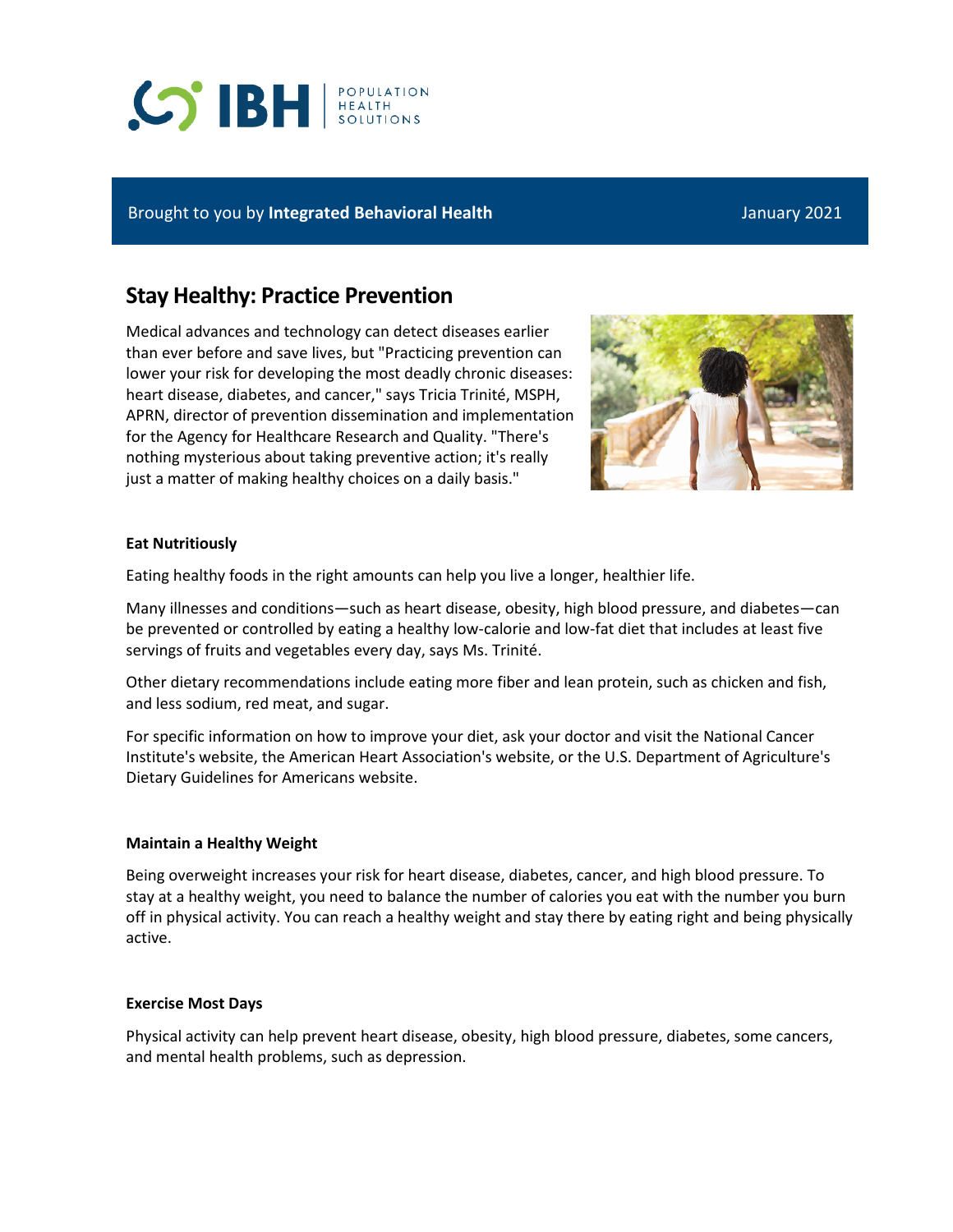IBH | POPULATION HEALTH SOLUTIONS

Brought to you by **Integrated Behavioral Health** January 2021

## Stay Healthy: Practice Prevention

Medical advances and technology can detect diseases earlier than ever before and save lives, but "Practicing prevention can lower your risk for developing the most deadly chronic diseases: heart disease, diabetes, and cancer," says Tricia Trinité, MSPH, APRN, director of prevention dissemination and implementation for the Agency for Healthcare Research and Quality. "There's nothing mysterious about taking preventive action; it's really just a matter of making healthy choices on a daily basis."

### Eat Nutritiously

Eating healthy foods in the right amounts can help you live a longer, healthier life.

Many illnesses and conditions—such as heart disease, obesity, high blood pressure, and diabetes—can be prevented or controlled by eating a healthy low-calorie and low-fat diet that includes at least five servings of fruits and vegetables every day, says Ms. Trinité.

Other dietary recommendations include eating more fiber and lean protein, such as chicken and fish, and less sodium, red meat, and sugar.

For specific information on how to improve your diet, ask your doctor and visit the National Cancer Institute's website, the American Heart Association's website, or the U.S. Department of Agriculture's Dietary Guidelines for Americans website.

### Maintain a Healthy Weight

Being overweight increases your risk for heart disease, diabetes, cancer, and high blood pressure. To stay at a healthy weight, you need to balance the number of calories you eat with the number you burn off in physical activity. You can reach a healthy weight and stay there by eating right and being physically active.

### Exercise Most Days

Physical activity can help prevent heart disease, obesity, high blood pressure, diabetes, some cancers, and mental health problems, such as depression.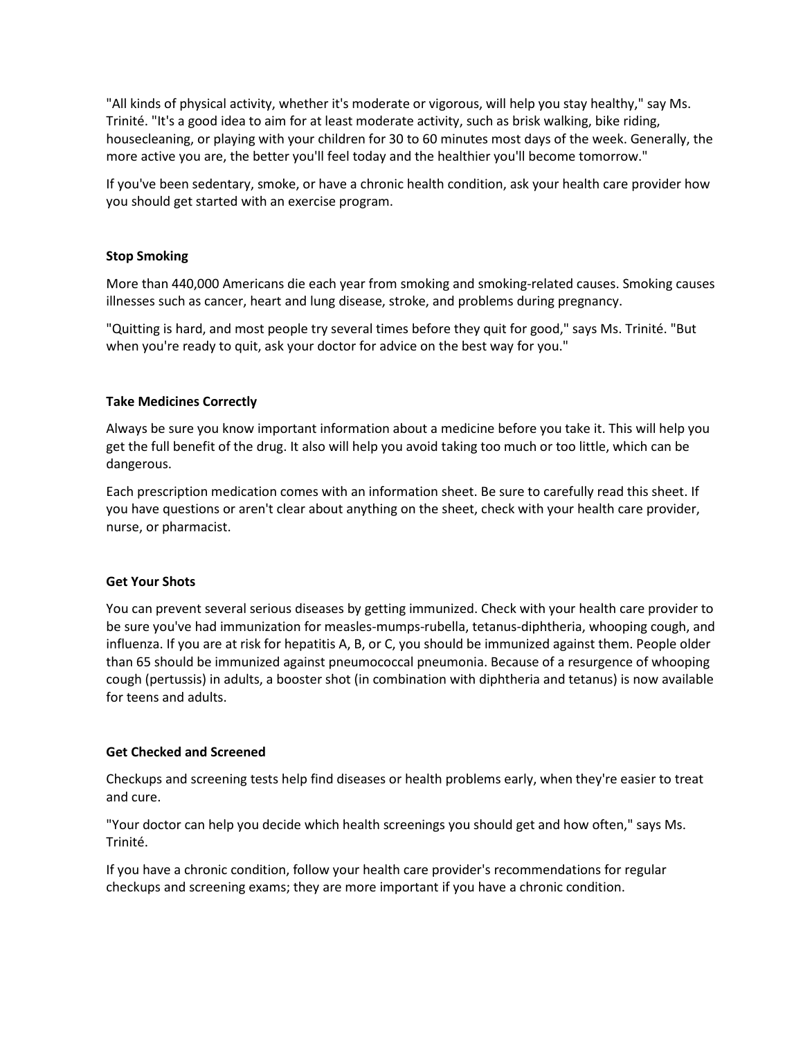"All kinds of physical activity, whether it's moderate or vigorous, will help you stay healthy," say Ms. Trinité. "It's a good idea to aim for at least moderate activity, such as brisk walking, bike riding, housecleaning, or playing with your children for 30 to 60 minutes most days of the week. Generally, the more active you are, the better you'll feel today and the healthier you'll become tomorrow."

If you've been sedentary, smoke, or have a chronic health condition, ask your health care provider how you should get started with an exercise program.

**Stop Smoking**

More than 440,000 Americans die each year from smoking and smoking-related causes. Smoking causes illnesses such as cancer, heart and lung disease, stroke, and problems during pregnancy.

"Quitting is hard, and most people try several times before they quit for good," says Ms. Trinité. "But when you're ready to quit, ask your doctor for advice on the best way for you."

**Take Medicines Correctly**

Always be sure you know important information about a medicine before you take it. This will help you get the full benefit of the drug. It also will help you avoid taking too much or too little, which can be dangerous.

Each prescription medication comes with an information sheet. Be sure to carefully read this sheet. If you have questions or aren't clear about anything on the sheet, check with your health care provider, nurse, or pharmacist.

**Get Your Shots**

You can prevent several serious diseases by getting immunized. Check with your health care provider to be sure you've had immunization for measles-mumps-rubella, tetanus-diphtheria, whooping cough, and influenza. If you are at risk for hepatitis A, B, or C, you should be immunized against them. People older than 65 should be immunized against pneumococcal pneumonia. Because of a resurgence of whooping cough (pertussis) in adults, a booster shot (in combination with diphtheria and tetanus) is now available for teens and adults.

**Get Checked and Screened**

Checkups and screening tests help find diseases or health problems early, when they're easier to treat and cure.

"Your doctor can help you decide which health screenings you should get and how often," says Ms. Trinité.

If you have a chronic condition, follow your health care provider's recommendations for regular checkups and screening exams; they are more important if you have a chronic condition.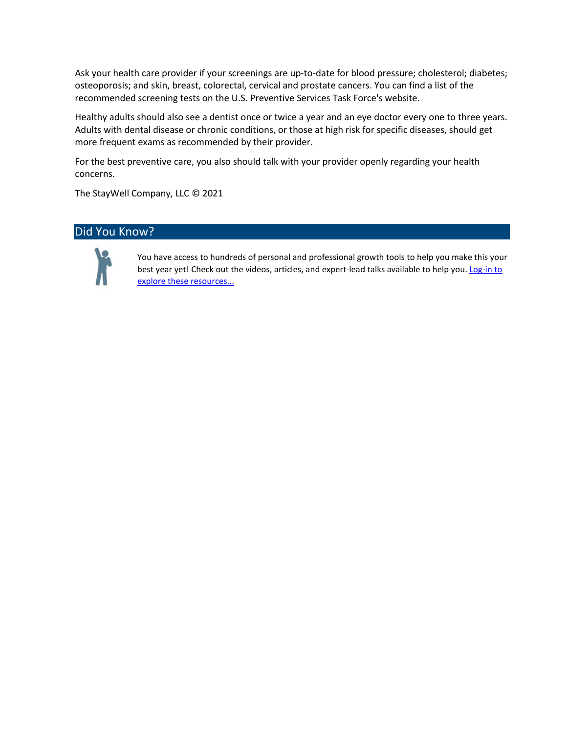Ask your health care provider if your screenings are up-to-date for blood pressure; cholesterol; diabetes; osteoporosis; and skin, breast, colorectal, cervical and prostate cancers. You can find a list of the recommended screening tests on the U.S. Preventive Services Task Force's website.

Healthy adults should also see a dentist once or twice a year and an eye doctor every one to three years. Adults with dental disease or chronic conditions, or those at high risk for specific diseases, should get more frequent exams as recommended by their provider.

For the best preventive care, you also should talk with your provider openly regarding your health concerns.

The StayWell Company, LLC © 2021

## Did You Know?

You have access to hundreds of personal and professional growth tools to help you make this your best year yet! Check out the videos, articles, and expert-lead talks available to help you. Log-in to explore these resources...